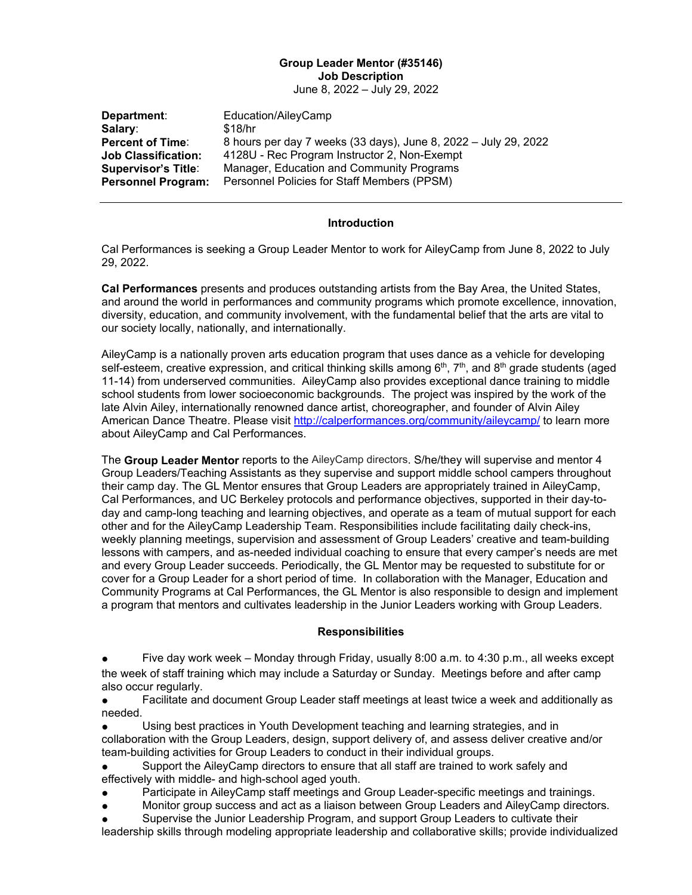# Group Leader Mentor (#35146)
## Job Description
June 8, 2022 – July 29, 2022

| | |
|---|---|
| **Department**: | Education/AileyCamp |
| **Salary**: | $18/hr |
| **Percent of Time**: | 8 hours per day 7 weeks (33 days), June 8, 2022 – July 29, 2022 |
| **Job Classification:** | 4128U - Rec Program Instructor 2, Non-Exempt |
| **Supervisor's Title**: | Manager, Education and Community Programs |
| **Personnel Program:** | Personnel Policies for Staff Members (PPSM) |

---

### Introduction

Cal Performances is seeking a Group Leader Mentor to work for AileyCamp from June 8, 2022 to July 29, 2022.

**Cal Performances** presents and produces outstanding artists from the Bay Area, the United States, and around the world in performances and community programs which promote excellence, innovation, diversity, education, and community involvement, with the fundamental belief that the arts are vital to our society locally, nationally, and internationally.

AileyCamp is a nationally proven arts education program that uses dance as a vehicle for developing self-esteem, creative expression, and critical thinking skills among 6th, 7th, and 8th grade students (aged 11-14) from underserved communities. AileyCamp also provides exceptional dance training to middle school students from lower socioeconomic backgrounds. The project was inspired by the work of the late Alvin Ailey, internationally renowned dance artist, choreographer, and founder of Alvin Ailey American Dance Theatre. Please visit http://calperformances.org/community/aileycamp/ to learn more about AileyCamp and Cal Performances.

The **Group Leader Mentor** reports to the AileyCamp directors. S/he/they will supervise and mentor 4 Group Leaders/Teaching Assistants as they supervise and support middle school campers throughout their camp day. The GL Mentor ensures that Group Leaders are appropriately trained in AileyCamp, Cal Performances, and UC Berkeley protocols and performance objectives, supported in their day-to-day and camp-long teaching and learning objectives, and operate as a team of mutual support for each other and for the AileyCamp Leadership Team. Responsibilities include facilitating daily check-ins, weekly planning meetings, supervision and assessment of Group Leaders' creative and team-building lessons with campers, and as-needed individual coaching to ensure that every camper's needs are met and every Group Leader succeeds. Periodically, the GL Mentor may be requested to substitute for or cover for a Group Leader for a short period of time. In collaboration with the Manager, Education and Community Programs at Cal Performances, the GL Mentor is also responsible to design and implement a program that mentors and cultivates leadership in the Junior Leaders working with Group Leaders.

### Responsibilities

- Five day work week – Monday through Friday, usually 8:00 a.m. to 4:30 p.m., all weeks except the week of staff training which may include a Saturday or Sunday. Meetings before and after camp also occur regularly.
- Facilitate and document Group Leader staff meetings at least twice a week and additionally as needed.
- Using best practices in Youth Development teaching and learning strategies, and in collaboration with the Group Leaders, design, support delivery of, and assess deliver creative and/or team-building activities for Group Leaders to conduct in their individual groups.
- Support the AileyCamp directors to ensure that all staff are trained to work safely and effectively with middle- and high-school aged youth.
- Participate in AileyCamp staff meetings and Group Leader-specific meetings and trainings.
- Monitor group success and act as a liaison between Group Leaders and AileyCamp directors.
- Supervise the Junior Leadership Program, and support Group Leaders to cultivate their leadership skills through modeling appropriate leadership and collaborative skills; provide individualized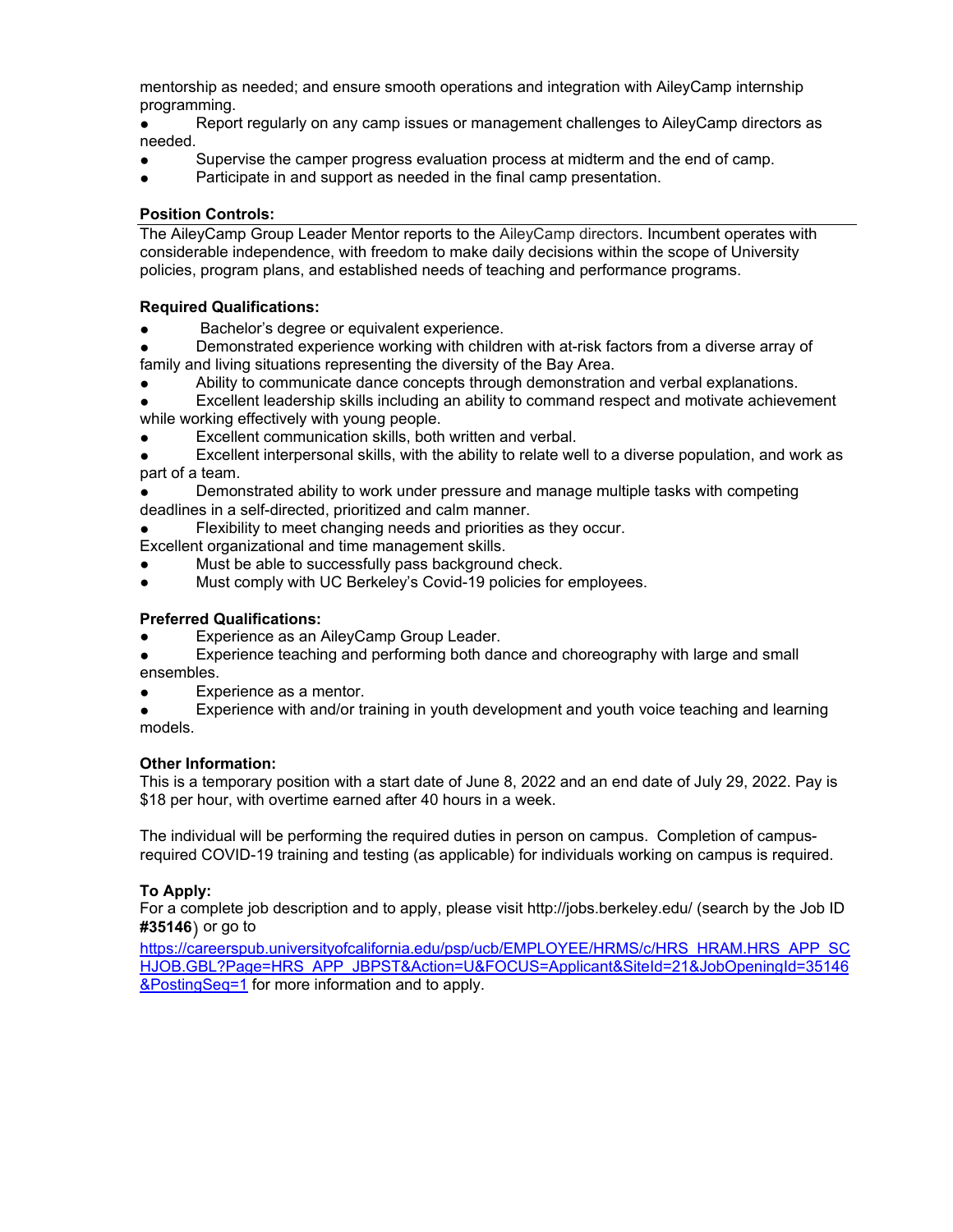mentorship as needed; and ensure smooth operations and integration with AileyCamp internship programming.

- Report regularly on any camp issues or management challenges to AileyCamp directors as needed.
- Supervise the camper progress evaluation process at midterm and the end of camp.
- Participate in and support as needed in the final camp presentation.

**Position Controls:**

The AileyCamp Group Leader Mentor reports to the AileyCamp directors. Incumbent operates with considerable independence, with freedom to make daily decisions within the scope of University policies, program plans, and established needs of teaching and performance programs.

**Required Qualifications:**

- Bachelor's degree or equivalent experience.
- Demonstrated experience working with children with at-risk factors from a diverse array of family and living situations representing the diversity of the Bay Area.
- Ability to communicate dance concepts through demonstration and verbal explanations.
- Excellent leadership skills including an ability to command respect and motivate achievement while working effectively with young people.
- Excellent communication skills, both written and verbal.
- Excellent interpersonal skills, with the ability to relate well to a diverse population, and work as part of a team.
- Demonstrated ability to work under pressure and manage multiple tasks with competing deadlines in a self-directed, prioritized and calm manner.
- Flexibility to meet changing needs and priorities as they occur.

Excellent organizational and time management skills.

- Must be able to successfully pass background check.
- Must comply with UC Berkeley's Covid-19 policies for employees.

**Preferred Qualifications:**

- Experience as an AileyCamp Group Leader.
- Experience teaching and performing both dance and choreography with large and small ensembles.
- Experience as a mentor.
- Experience with and/or training in youth development and youth voice teaching and learning models.

**Other Information:**

This is a temporary position with a start date of June 8, 2022 and an end date of July 29, 2022. Pay is $18 per hour, with overtime earned after 40 hours in a week.

The individual will be performing the required duties in person on campus. Completion of campus-required COVID-19 training and testing (as applicable) for individuals working on campus is required.

**To Apply:**

For a complete job description and to apply, please visit http://jobs.berkeley.edu/ (search by the Job ID **#35146**) or go to https://careerspub.universityofcalifornia.edu/psp/ucb/EMPLOYEE/HRMS/c/HRS_HRAM.HRS_APP_SCHJOB.GBL?Page=HRS_APP_JBPST&Action=U&FOCUS=Applicant&SiteId=21&JobOpeningId=35146&PostingSeq=1 for more information and to apply.